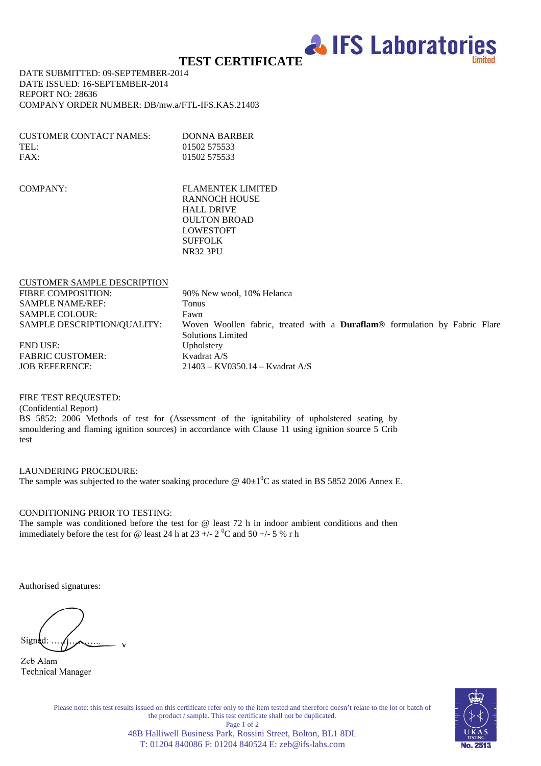IFS Laboratories Limited

# TEST CERTIFICATE

DATE SUBMITTED: 09-SEPTEMBER-2014
DATE ISSUED: 16-SEPTEMBER-2014
REPORT NO: 28636
COMPANY ORDER NUMBER: DB/mw.a/FTL-IFS.KAS.21403

| | |
|---|---|
| CUSTOMER CONTACT NAMES: | DONNA BARBER |
| TEL: | 01502 575533 |
| FAX: | 01502 575533 |

| | |
|---|---|
| COMPANY: | FLAMENTEK LIMITED<br>RANNOCH HOUSE<br>HALL DRIVE<br>OULTON BROAD<br>LOWESTOFT<br>SUFFOLK<br>NR32 3PU |

CUSTOMER SAMPLE DESCRIPTION

| | |
|---|---|
| FIBRE COMPOSITION: | 90% New wool, 10% Helanca |
| SAMPLE NAME/REF: | Tonus |
| SAMPLE COLOUR: | Fawn |
| SAMPLE DESCRIPTION/QUALITY: | Woven Woollen fabric, treated with a **Duraflam®** formulation by Fabric Flare Solutions Limited |
| END USE: | Upholstery |
| FABRIC CUSTOMER: | Kvadrat A/S |
| JOB REFERENCE: | 21403 – KV0350.14 – Kvadrat A/S |

FIRE TEST REQUESTED:
(Confidential Report)
BS 5852: 2006 Methods of test for (Assessment of the ignitability of upholstered seating by smouldering and flaming ignition sources) in accordance with Clause 11 using ignition source 5 Crib test

LAUNDERING PROCEDURE:
The sample was subjected to the water soaking procedure @ $40\pm1^{0}$C as stated in BS 5852 2006 Annex E.

CONDITIONING PRIOR TO TESTING:
The sample was conditioned before the test for @ least 72 h in indoor ambient conditions and then immediately before the test for @ least 24 h at 23 +/- 2 $^{0}$C and 50 +/- 5 % r h

Authorised signatures:

Signed: ………………

Zeb Alam
Technical Manager

Please note: this test results issued on this certificate refer only to the item tested and therefore doesn't relate to the lot or batch of the product / sample. This test certificate shall not be duplicated.

48B Halliwell Business Park, Rossini Street, Bolton, BL1 8DL
T: 01204 840086 F: 01204 840524 E: zeb@ifs-labs.com

UKAS TESTING No. 2513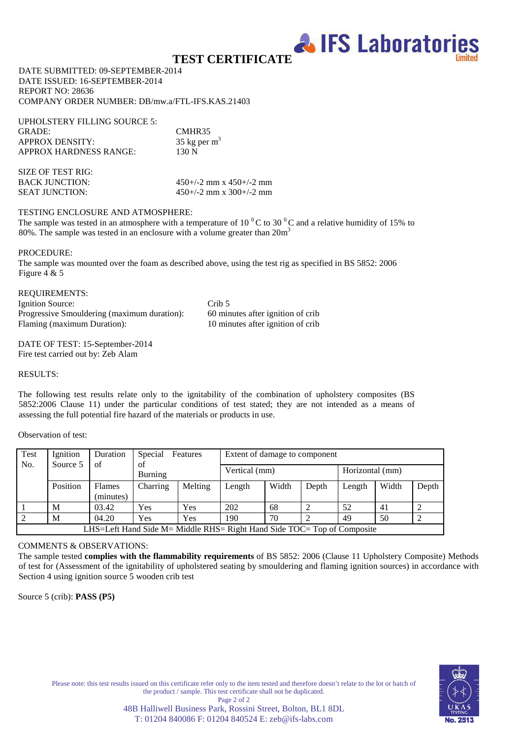# TEST CERTIFICATE

DATE SUBMITTED: 09-SEPTEMBER-2014
DATE ISSUED: 16-SEPTEMBER-2014
REPORT NO: 28636
COMPANY ORDER NUMBER: DB/mw.a/FTL-IFS.KAS.21403

UPHOLSTERY FILLING SOURCE 5:
GRADE: CMHR35
APPROX DENSITY: 35 kg per $m^3$
APPROX HARDNESS RANGE: 130 N

SIZE OF TEST RIG:
BACK JUNCTION: 450+/-2 mm x 450+/-2 mm
SEAT JUNCTION: 450+/-2 mm x 300+/-2 mm

TESTING ENCLOSURE AND ATMOSPHERE:
The sample was tested in an atmosphere with a temperature of 10 $^0$C to 30 $^0$C and a relative humidity of 15% to 80%. The sample was tested in an enclosure with a volume greater than $20m^3$

PROCEDURE:
The sample was mounted over the foam as described above, using the test rig as specified in BS 5852: 2006 Figure 4 & 5

REQUIREMENTS:
Ignition Source: Crib 5
Progressive Smouldering (maximum duration): 60 minutes after ignition of crib
Flaming (maximum Duration): 10 minutes after ignition of crib

DATE OF TEST: 15-September-2014
Fire test carried out by: Zeb Alam

RESULTS:

The following test results relate only to the ignitability of the combination of upholstery composites (BS 5852:2006 Clause 11) under the particular conditions of test stated; they are not intended as a means of assessing the full potential fire hazard of the materials or products in use.

Observation of test:

| Test No. | Ignition Source 5 | Duration of | Special Features of Burning | | Extent of damage to component | | | | | |
|---|---|---|---|---|---|---|---|---|---|---|
| | | | | | Vertical (mm) | | | Horizontal (mm) | | |
| | Position | Flames (minutes) | Charring | Melting | Length | Width | Depth | Length | Width | Depth |
| 1 | M | 03.42 | Yes | Yes | 202 | 68 | 2 | 52 | 41 | 2 |
| 2 | M | 04.20 | Yes | Yes | 190 | 70 | 2 | 49 | 50 | 2 |
| LHS=Left Hand Side M= Middle RHS= Right Hand Side TOC= Top of Composite | | | | | | | | | | |

COMMENTS & OBSERVATIONS:
The sample tested **complies with the flammability requirements** of BS 5852: 2006 (Clause 11 Upholstery Composite) Methods of test for (Assessment of the ignitability of upholstered seating by smouldering and flaming ignition sources) in accordance with Section 4 using ignition source 5 wooden crib test

Source 5 (crib): **PASS (P5)**

Please note: this test results issued on this certificate refer only to the item tested and therefore doesn't relate to the lot or batch of the product / sample. This test certificate shall not be duplicated.

48B Halliwell Business Park, Rossini Street, Bolton, BL1 8DL
T: 01204 840086 F: 01204 840524 E: zeb@ifs-labs.com